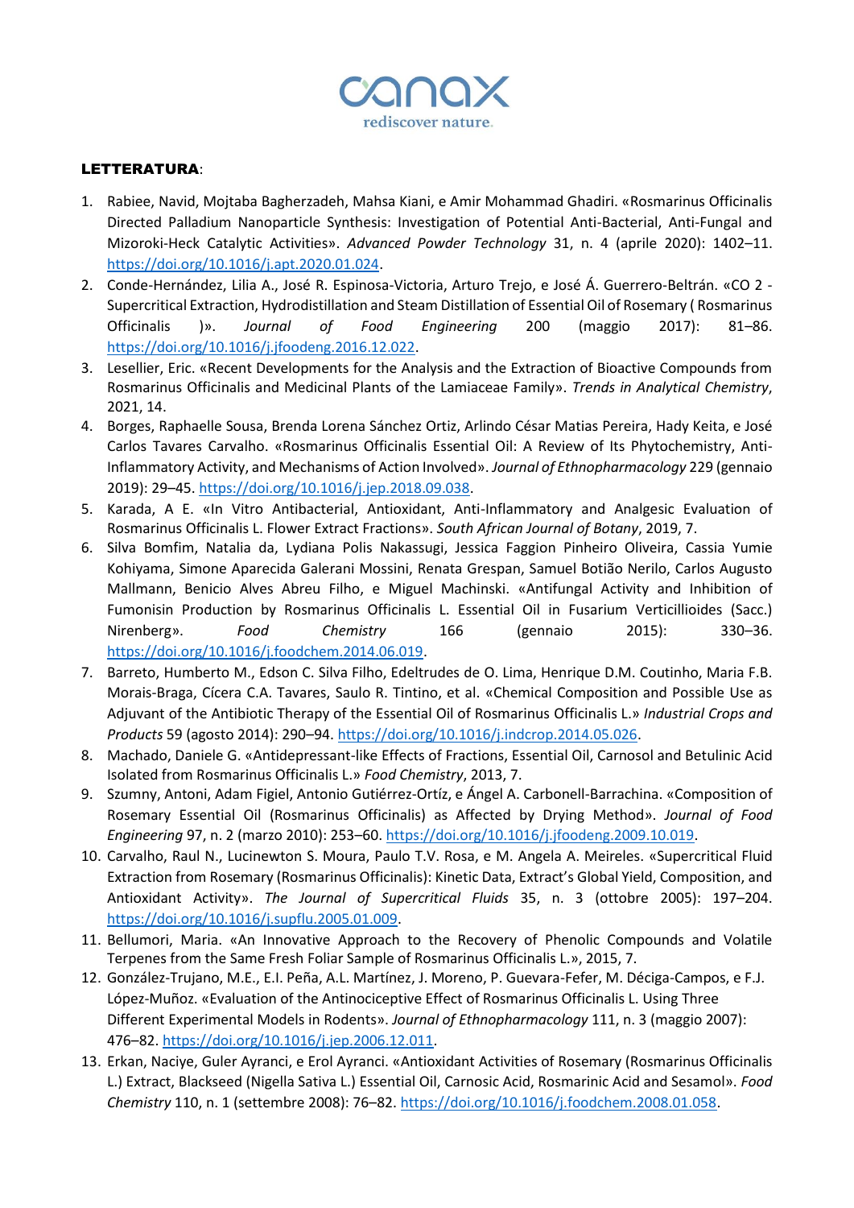**LETTERATURA**:

1. Rabiee, Navid, Mojtaba Bagherzadeh, Mahsa Kiani, e Amir Mohammad Ghadiri. «Rosmarinus Officinalis Directed Palladium Nanoparticle Synthesis: Investigation of Potential Anti-Bacterial, Anti-Fungal and Mizoroki-Heck Catalytic Activities». *Advanced Powder Technology* 31, n. 4 (aprile 2020): 1402–11. https://doi.org/10.1016/j.apt.2020.01.024.
2. Conde-Hernández, Lilia A., José R. Espinosa-Victoria, Arturo Trejo, e José Á. Guerrero-Beltrán. «CO 2 - Supercritical Extraction, Hydrodistillation and Steam Distillation of Essential Oil of Rosemary ( Rosmarinus Officinalis )». *Journal of Food Engineering* 200 (maggio 2017): 81–86. https://doi.org/10.1016/j.jfoodeng.2016.12.022.
3. Lesellier, Eric. «Recent Developments for the Analysis and the Extraction of Bioactive Compounds from Rosmarinus Officinalis and Medicinal Plants of the Lamiaceae Family». *Trends in Analytical Chemistry*, 2021, 14.
4. Borges, Raphaelle Sousa, Brenda Lorena Sánchez Ortiz, Arlindo César Matias Pereira, Hady Keita, e José Carlos Tavares Carvalho. «Rosmarinus Officinalis Essential Oil: A Review of Its Phytochemistry, Anti-Inflammatory Activity, and Mechanisms of Action Involved». *Journal of Ethnopharmacology* 229 (gennaio 2019): 29–45. https://doi.org/10.1016/j.jep.2018.09.038.
5. Karada, A E. «In Vitro Antibacterial, Antioxidant, Anti-Inflammatory and Analgesic Evaluation of Rosmarinus Officinalis L. Flower Extract Fractions». *South African Journal of Botany*, 2019, 7.
6. Silva Bomfim, Natalia da, Lydiana Polis Nakassugi, Jessica Faggion Pinheiro Oliveira, Cassia Yumie Kohiyama, Simone Aparecida Galerani Mossini, Renata Grespan, Samuel Botião Nerilo, Carlos Augusto Mallmann, Benicio Alves Abreu Filho, e Miguel Machinski. «Antifungal Activity and Inhibition of Fumonisin Production by Rosmarinus Officinalis L. Essential Oil in Fusarium Verticillioides (Sacc.) Nirenberg». *Food Chemistry* 166 (gennaio 2015): 330–36. https://doi.org/10.1016/j.foodchem.2014.06.019.
7. Barreto, Humberto M., Edson C. Silva Filho, Edeltrudes de O. Lima, Henrique D.M. Coutinho, Maria F.B. Morais-Braga, Cícera C.A. Tavares, Saulo R. Tintino, et al. «Chemical Composition and Possible Use as Adjuvant of the Antibiotic Therapy of the Essential Oil of Rosmarinus Officinalis L.» *Industrial Crops and Products* 59 (agosto 2014): 290–94. https://doi.org/10.1016/j.indcrop.2014.05.026.
8. Machado, Daniele G. «Antidepressant-like Effects of Fractions, Essential Oil, Carnosol and Betulinic Acid Isolated from Rosmarinus Officinalis L.» *Food Chemistry*, 2013, 7.
9. Szumny, Antoni, Adam Figiel, Antonio Gutiérrez-Ortíz, e Ángel A. Carbonell-Barrachina. «Composition of Rosemary Essential Oil (Rosmarinus Officinalis) as Affected by Drying Method». *Journal of Food Engineering* 97, n. 2 (marzo 2010): 253–60. https://doi.org/10.1016/j.jfoodeng.2009.10.019.
10. Carvalho, Raul N., Lucinewton S. Moura, Paulo T.V. Rosa, e M. Angela A. Meireles. «Supercritical Fluid Extraction from Rosemary (Rosmarinus Officinalis): Kinetic Data, Extract's Global Yield, Composition, and Antioxidant Activity». *The Journal of Supercritical Fluids* 35, n. 3 (ottobre 2005): 197–204. https://doi.org/10.1016/j.supflu.2005.01.009.
11. Bellumori, Maria. «An Innovative Approach to the Recovery of Phenolic Compounds and Volatile Terpenes from the Same Fresh Foliar Sample of Rosmarinus Officinalis L.», 2015, 7.
12. González-Trujano, M.E., E.I. Peña, A.L. Martínez, J. Moreno, P. Guevara-Fefer, M. Déciga-Campos, e F.J. López-Muñoz. «Evaluation of the Antinociceptive Effect of Rosmarinus Officinalis L. Using Three Different Experimental Models in Rodents». *Journal of Ethnopharmacology* 111, n. 3 (maggio 2007): 476–82. https://doi.org/10.1016/j.jep.2006.12.011.
13. Erkan, Naciye, Guler Ayranci, e Erol Ayranci. «Antioxidant Activities of Rosemary (Rosmarinus Officinalis L.) Extract, Blackseed (Nigella Sativa L.) Essential Oil, Carnosic Acid, Rosmarinic Acid and Sesamol». *Food Chemistry* 110, n. 1 (settembre 2008): 76–82. https://doi.org/10.1016/j.foodchem.2008.01.058.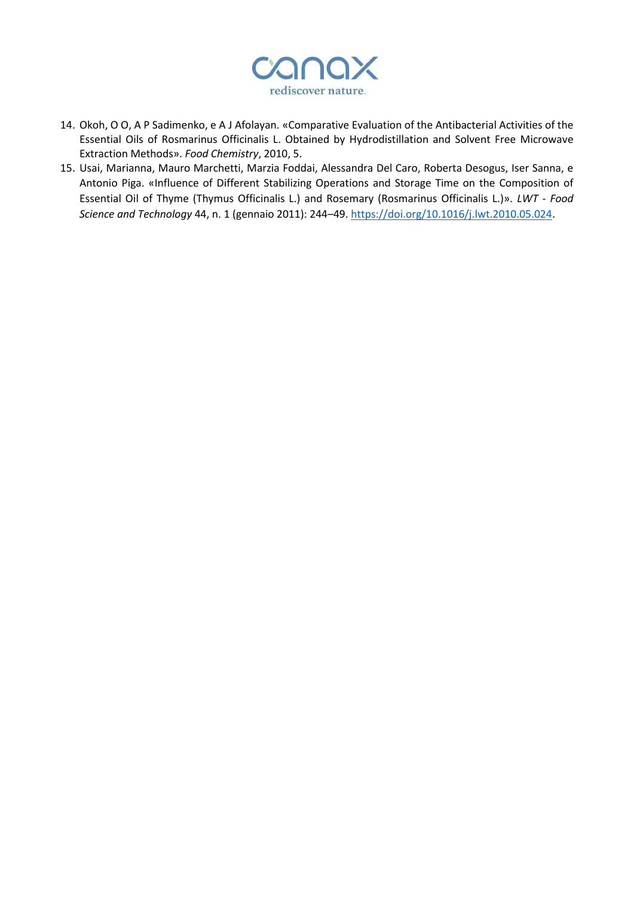14. Okoh, O O, A P Sadimenko, e A J Afolayan. «Comparative Evaluation of the Antibacterial Activities of the Essential Oils of Rosmarinus Officinalis L. Obtained by Hydrodistillation and Solvent Free Microwave Extraction Methods». *Food Chemistry*, 2010, 5.
15. Usai, Marianna, Mauro Marchetti, Marzia Foddai, Alessandra Del Caro, Roberta Desogus, Iser Sanna, e Antonio Piga. «Influence of Different Stabilizing Operations and Storage Time on the Composition of Essential Oil of Thyme (Thymus Officinalis L.) and Rosemary (Rosmarinus Officinalis L.)». *LWT - Food Science and Technology* 44, n. 1 (gennaio 2011): 244–49. https://doi.org/10.1016/j.lwt.2010.05.024.